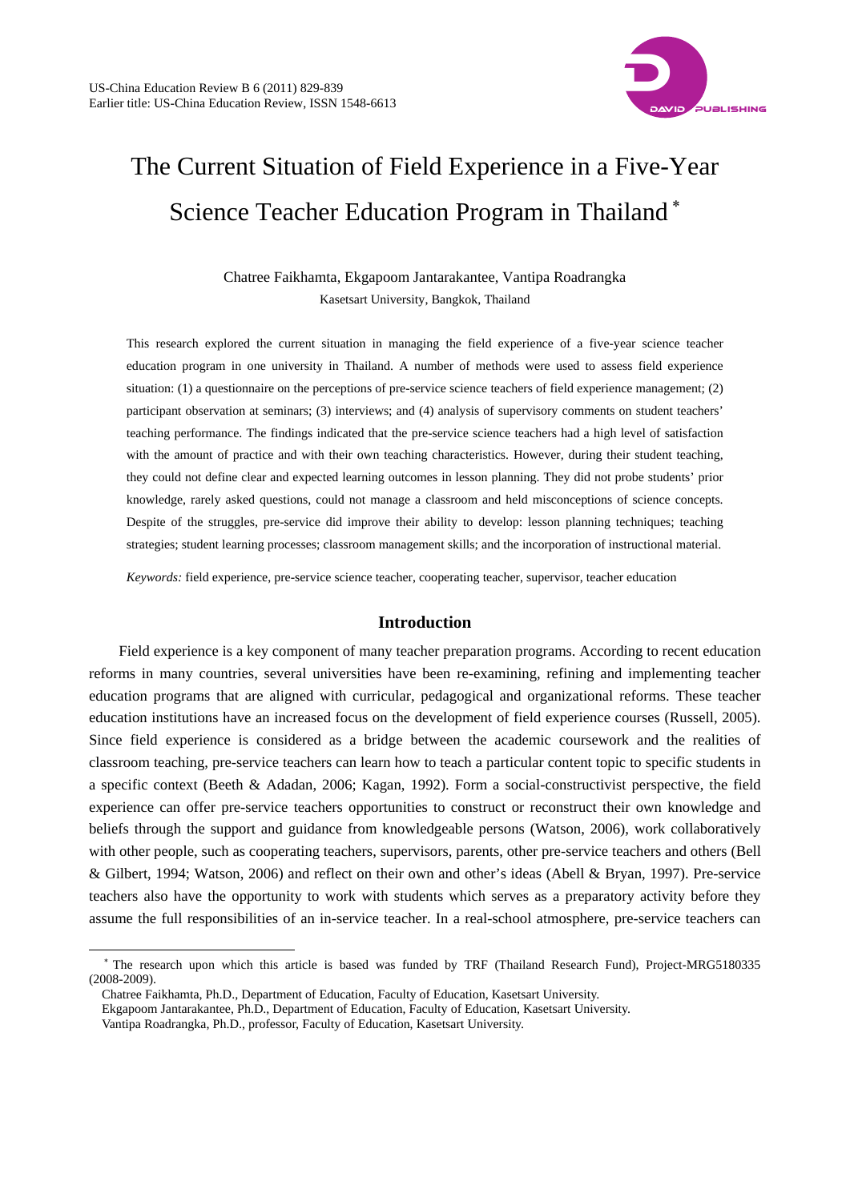# The Current Situation of Field Experience in a Five-Year Science Teacher Education Program in Thailand *

Chatree Faikhamta, Ekgapoom Jantarakantee, Vantipa Roadrangka

Kasetsart University, Bangkok, Thailand

This research explored the current situation in managing the field experience of a five-year science teacher education program in one university in Thailand. A number of methods were used to assess field experience situation: (1) a questionnaire on the perceptions of pre-service science teachers of field experience management; (2) participant observation at seminars; (3) interviews; and (4) analysis of supervisory comments on student teachers' teaching performance. The findings indicated that the pre-service science teachers had a high level of satisfaction with the amount of practice and with their own teaching characteristics. However, during their student teaching, they could not define clear and expected learning outcomes in lesson planning. They did not probe students' prior knowledge, rarely asked questions, could not manage a classroom and held misconceptions of science concepts. Despite of the struggles, pre-service did improve their ability to develop: lesson planning techniques; teaching strategies; student learning processes; classroom management skills; and the incorporation of instructional material.

*Keywords:* field experience, pre-service science teacher, cooperating teacher, supervisor, teacher education

## Introduction

Field experience is a key component of many teacher preparation programs. According to recent education reforms in many countries, several universities have been re-examining, refining and implementing teacher education programs that are aligned with curricular, pedagogical and organizational reforms. These teacher education institutions have an increased focus on the development of field experience courses (Russell, 2005). Since field experience is considered as a bridge between the academic coursework and the realities of classroom teaching, pre-service teachers can learn how to teach a particular content topic to specific students in a specific context (Beeth & Adadan, 2006; Kagan, 1992). Form a social-constructivist perspective, the field experience can offer pre-service teachers opportunities to construct or reconstruct their own knowledge and beliefs through the support and guidance from knowledgeable persons (Watson, 2006), work collaboratively with other people, such as cooperating teachers, supervisors, parents, other pre-service teachers and others (Bell & Gilbert, 1994; Watson, 2006) and reflect on their own and other's ideas (Abell & Bryan, 1997). Pre-service teachers also have the opportunity to work with students which serves as a preparatory activity before they assume the full responsibilities of an in-service teacher. In a real-school atmosphere, pre-service teachers can

---

* The research upon which this article is based was funded by TRF (Thailand Research Fund), Project-MRG5180335 (2008-2009).

Chatree Faikhamta, Ph.D., Department of Education, Faculty of Education, Kasetsart University.

Ekgapoom Jantarakantee, Ph.D., Department of Education, Faculty of Education, Kasetsart University.

Vantipa Roadrangka, Ph.D., professor, Faculty of Education, Kasetsart University.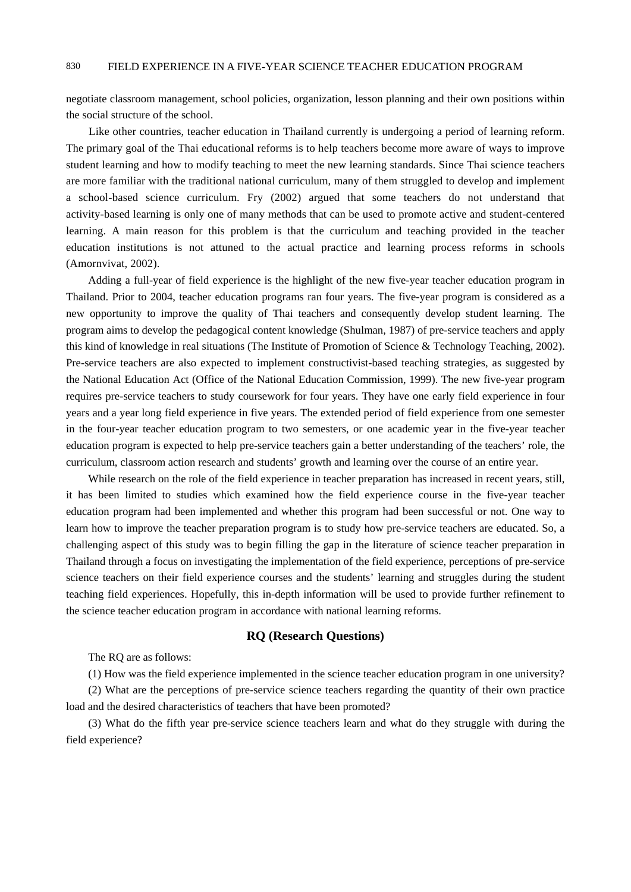negotiate classroom management, school policies, organization, lesson planning and their own positions within the social structure of the school.

Like other countries, teacher education in Thailand currently is undergoing a period of learning reform. The primary goal of the Thai educational reforms is to help teachers become more aware of ways to improve student learning and how to modify teaching to meet the new learning standards. Since Thai science teachers are more familiar with the traditional national curriculum, many of them struggled to develop and implement a school-based science curriculum. Fry (2002) argued that some teachers do not understand that activity-based learning is only one of many methods that can be used to promote active and student-centered learning. A main reason for this problem is that the curriculum and teaching provided in the teacher education institutions is not attuned to the actual practice and learning process reforms in schools (Amornvivat, 2002).

Adding a full-year of field experience is the highlight of the new five-year teacher education program in Thailand. Prior to 2004, teacher education programs ran four years. The five-year program is considered as a new opportunity to improve the quality of Thai teachers and consequently develop student learning. The program aims to develop the pedagogical content knowledge (Shulman, 1987) of pre-service teachers and apply this kind of knowledge in real situations (The Institute of Promotion of Science & Technology Teaching, 2002). Pre-service teachers are also expected to implement constructivist-based teaching strategies, as suggested by the National Education Act (Office of the National Education Commission, 1999). The new five-year program requires pre-service teachers to study coursework for four years. They have one early field experience in four years and a year long field experience in five years. The extended period of field experience from one semester in the four-year teacher education program to two semesters, or one academic year in the five-year teacher education program is expected to help pre-service teachers gain a better understanding of the teachers' role, the curriculum, classroom action research and students' growth and learning over the course of an entire year.

While research on the role of the field experience in teacher preparation has increased in recent years, still, it has been limited to studies which examined how the field experience course in the five-year teacher education program had been implemented and whether this program had been successful or not. One way to learn how to improve the teacher preparation program is to study how pre-service teachers are educated. So, a challenging aspect of this study was to begin filling the gap in the literature of science teacher preparation in Thailand through a focus on investigating the implementation of the field experience, perceptions of pre-service science teachers on their field experience courses and the students' learning and struggles during the student teaching field experiences. Hopefully, this in-depth information will be used to provide further refinement to the science teacher education program in accordance with national learning reforms.

## RQ (Research Questions)

The RQ are as follows:

(1) How was the field experience implemented in the science teacher education program in one university?

(2) What are the perceptions of pre-service science teachers regarding the quantity of their own practice load and the desired characteristics of teachers that have been promoted?

(3) What do the fifth year pre-service science teachers learn and what do they struggle with during the field experience?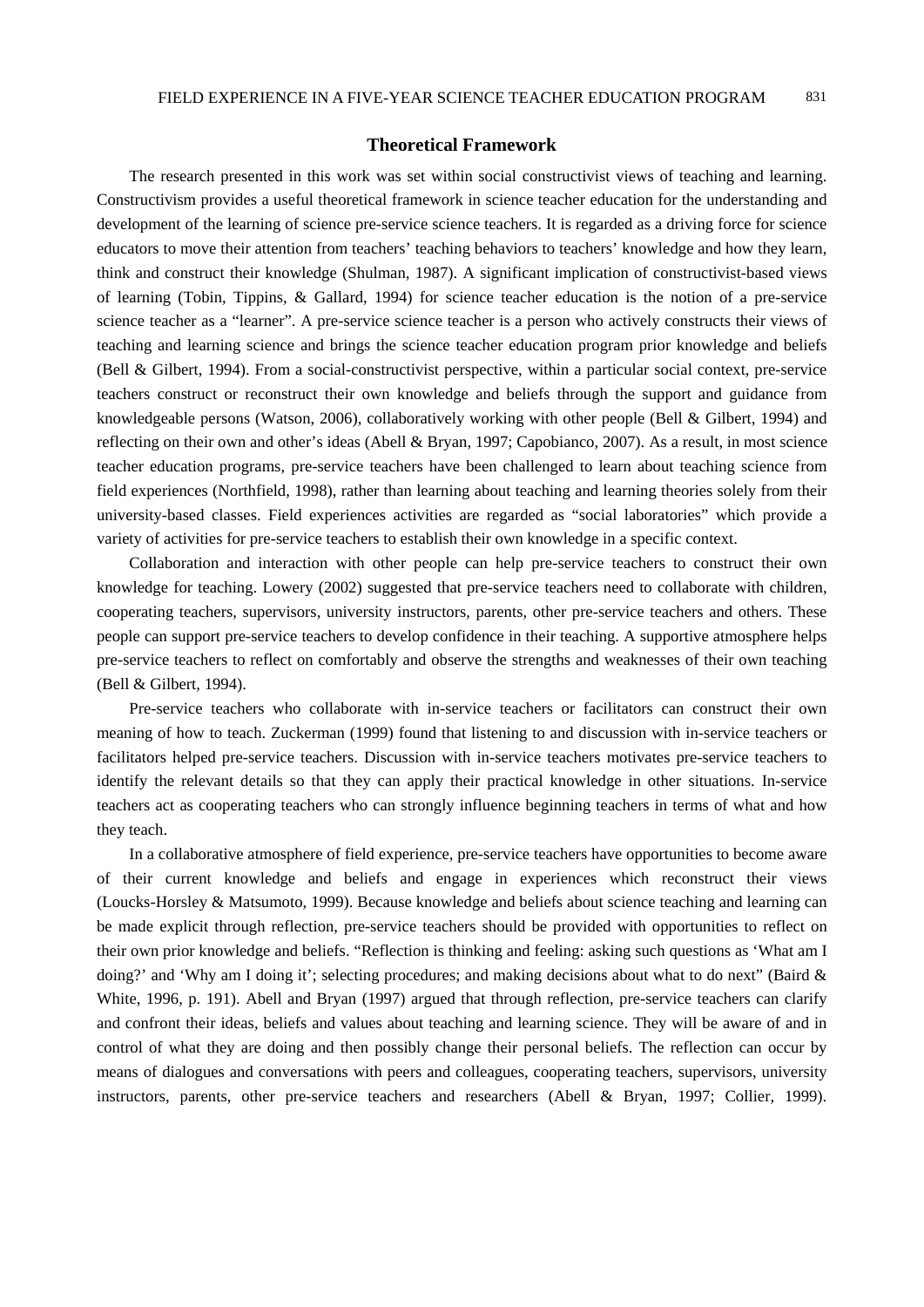## Theoretical Framework

The research presented in this work was set within social constructivist views of teaching and learning. Constructivism provides a useful theoretical framework in science teacher education for the understanding and development of the learning of science pre-service science teachers. It is regarded as a driving force for science educators to move their attention from teachers' teaching behaviors to teachers' knowledge and how they learn, think and construct their knowledge (Shulman, 1987). A significant implication of constructivist-based views of learning (Tobin, Tippins, & Gallard, 1994) for science teacher education is the notion of a pre-service science teacher as a "learner". A pre-service science teacher is a person who actively constructs their views of teaching and learning science and brings the science teacher education program prior knowledge and beliefs (Bell & Gilbert, 1994). From a social-constructivist perspective, within a particular social context, pre-service teachers construct or reconstruct their own knowledge and beliefs through the support and guidance from knowledgeable persons (Watson, 2006), collaboratively working with other people (Bell & Gilbert, 1994) and reflecting on their own and other's ideas (Abell & Bryan, 1997; Capobianco, 2007). As a result, in most science teacher education programs, pre-service teachers have been challenged to learn about teaching science from field experiences (Northfield, 1998), rather than learning about teaching and learning theories solely from their university-based classes. Field experiences activities are regarded as "social laboratories" which provide a variety of activities for pre-service teachers to establish their own knowledge in a specific context.

Collaboration and interaction with other people can help pre-service teachers to construct their own knowledge for teaching. Lowery (2002) suggested that pre-service teachers need to collaborate with children, cooperating teachers, supervisors, university instructors, parents, other pre-service teachers and others. These people can support pre-service teachers to develop confidence in their teaching. A supportive atmosphere helps pre-service teachers to reflect on comfortably and observe the strengths and weaknesses of their own teaching (Bell & Gilbert, 1994).

Pre-service teachers who collaborate with in-service teachers or facilitators can construct their own meaning of how to teach. Zuckerman (1999) found that listening to and discussion with in-service teachers or facilitators helped pre-service teachers. Discussion with in-service teachers motivates pre-service teachers to identify the relevant details so that they can apply their practical knowledge in other situations. In-service teachers act as cooperating teachers who can strongly influence beginning teachers in terms of what and how they teach.

In a collaborative atmosphere of field experience, pre-service teachers have opportunities to become aware of their current knowledge and beliefs and engage in experiences which reconstruct their views (Loucks-Horsley & Matsumoto, 1999). Because knowledge and beliefs about science teaching and learning can be made explicit through reflection, pre-service teachers should be provided with opportunities to reflect on their own prior knowledge and beliefs. "Reflection is thinking and feeling: asking such questions as 'What am I doing?' and 'Why am I doing it'; selecting procedures; and making decisions about what to do next" (Baird & White, 1996, p. 191). Abell and Bryan (1997) argued that through reflection, pre-service teachers can clarify and confront their ideas, beliefs and values about teaching and learning science. They will be aware of and in control of what they are doing and then possibly change their personal beliefs. The reflection can occur by means of dialogues and conversations with peers and colleagues, cooperating teachers, supervisors, university instructors, parents, other pre-service teachers and researchers (Abell & Bryan, 1997; Collier, 1999).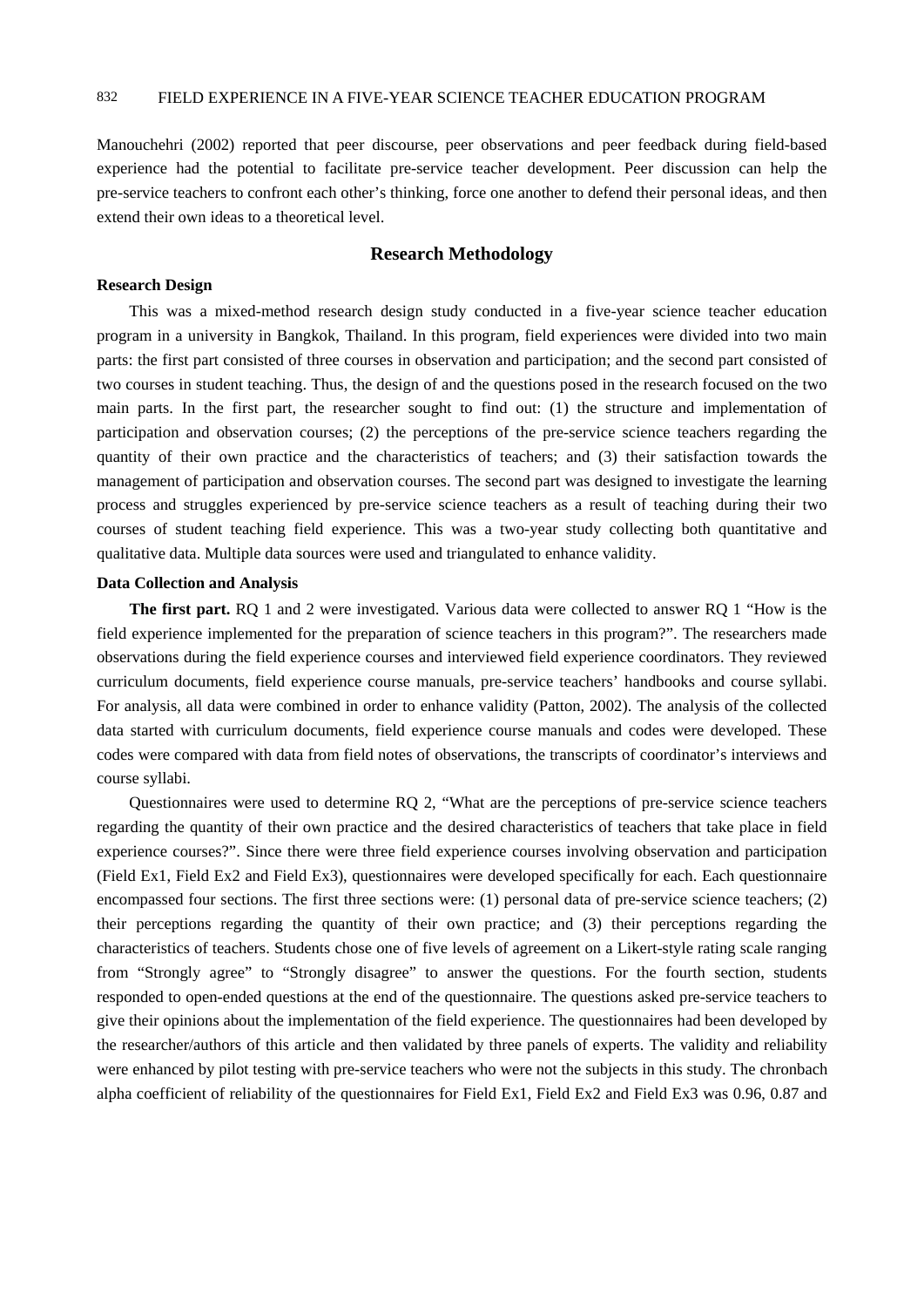Manouchehri (2002) reported that peer discourse, peer observations and peer feedback during field-based experience had the potential to facilitate pre-service teacher development. Peer discussion can help the pre-service teachers to confront each other's thinking, force one another to defend their personal ideas, and then extend their own ideas to a theoretical level.

## Research Methodology

### Research Design

This was a mixed-method research design study conducted in a five-year science teacher education program in a university in Bangkok, Thailand. In this program, field experiences were divided into two main parts: the first part consisted of three courses in observation and participation; and the second part consisted of two courses in student teaching. Thus, the design of and the questions posed in the research focused on the two main parts. In the first part, the researcher sought to find out: (1) the structure and implementation of participation and observation courses; (2) the perceptions of the pre-service science teachers regarding the quantity of their own practice and the characteristics of teachers; and (3) their satisfaction towards the management of participation and observation courses. The second part was designed to investigate the learning process and struggles experienced by pre-service science teachers as a result of teaching during their two courses of student teaching field experience. This was a two-year study collecting both quantitative and qualitative data. Multiple data sources were used and triangulated to enhance validity.

### Data Collection and Analysis

**The first part.** RQ 1 and 2 were investigated. Various data were collected to answer RQ 1 "How is the field experience implemented for the preparation of science teachers in this program?". The researchers made observations during the field experience courses and interviewed field experience coordinators. They reviewed curriculum documents, field experience course manuals, pre-service teachers' handbooks and course syllabi. For analysis, all data were combined in order to enhance validity (Patton, 2002). The analysis of the collected data started with curriculum documents, field experience course manuals and codes were developed. These codes were compared with data from field notes of observations, the transcripts of coordinator's interviews and course syllabi.

Questionnaires were used to determine RQ 2, "What are the perceptions of pre-service science teachers regarding the quantity of their own practice and the desired characteristics of teachers that take place in field experience courses?". Since there were three field experience courses involving observation and participation (Field Ex1, Field Ex2 and Field Ex3), questionnaires were developed specifically for each. Each questionnaire encompassed four sections. The first three sections were: (1) personal data of pre-service science teachers; (2) their perceptions regarding the quantity of their own practice; and (3) their perceptions regarding the characteristics of teachers. Students chose one of five levels of agreement on a Likert-style rating scale ranging from "Strongly agree" to "Strongly disagree" to answer the questions. For the fourth section, students responded to open-ended questions at the end of the questionnaire. The questions asked pre-service teachers to give their opinions about the implementation of the field experience. The questionnaires had been developed by the researcher/authors of this article and then validated by three panels of experts. The validity and reliability were enhanced by pilot testing with pre-service teachers who were not the subjects in this study. The chronbach alpha coefficient of reliability of the questionnaires for Field Ex1, Field Ex2 and Field Ex3 was 0.96, 0.87 and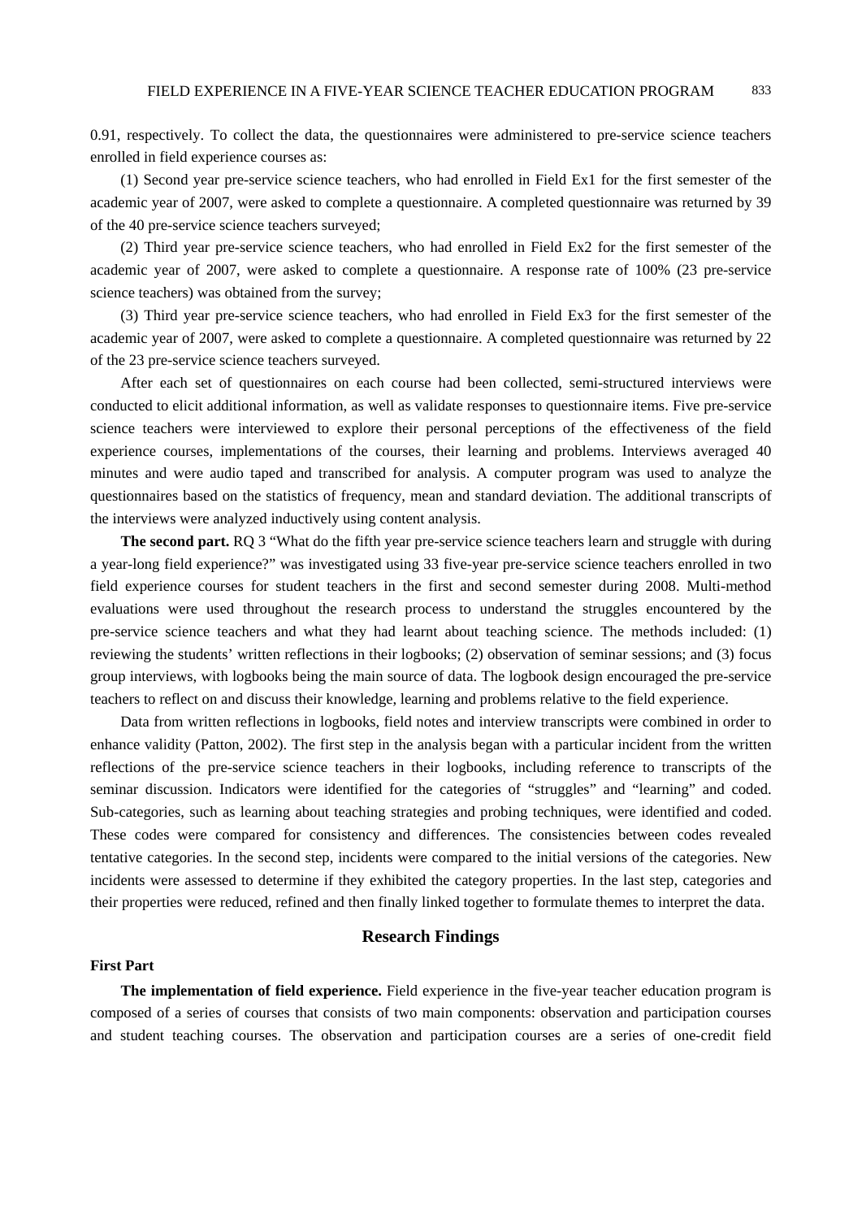0.91, respectively. To collect the data, the questionnaires were administered to pre-service science teachers enrolled in field experience courses as:

(1) Second year pre-service science teachers, who had enrolled in Field Ex1 for the first semester of the academic year of 2007, were asked to complete a questionnaire. A completed questionnaire was returned by 39 of the 40 pre-service science teachers surveyed;

(2) Third year pre-service science teachers, who had enrolled in Field Ex2 for the first semester of the academic year of 2007, were asked to complete a questionnaire. A response rate of 100% (23 pre-service science teachers) was obtained from the survey;

(3) Third year pre-service science teachers, who had enrolled in Field Ex3 for the first semester of the academic year of 2007, were asked to complete a questionnaire. A completed questionnaire was returned by 22 of the 23 pre-service science teachers surveyed.

After each set of questionnaires on each course had been collected, semi-structured interviews were conducted to elicit additional information, as well as validate responses to questionnaire items. Five pre-service science teachers were interviewed to explore their personal perceptions of the effectiveness of the field experience courses, implementations of the courses, their learning and problems. Interviews averaged 40 minutes and were audio taped and transcribed for analysis. A computer program was used to analyze the questionnaires based on the statistics of frequency, mean and standard deviation. The additional transcripts of the interviews were analyzed inductively using content analysis.

**The second part.** RQ 3 "What do the fifth year pre-service science teachers learn and struggle with during a year-long field experience?" was investigated using 33 five-year pre-service science teachers enrolled in two field experience courses for student teachers in the first and second semester during 2008. Multi-method evaluations were used throughout the research process to understand the struggles encountered by the pre-service science teachers and what they had learnt about teaching science. The methods included: (1) reviewing the students' written reflections in their logbooks; (2) observation of seminar sessions; and (3) focus group interviews, with logbooks being the main source of data. The logbook design encouraged the pre-service teachers to reflect on and discuss their knowledge, learning and problems relative to the field experience.

Data from written reflections in logbooks, field notes and interview transcripts were combined in order to enhance validity (Patton, 2002). The first step in the analysis began with a particular incident from the written reflections of the pre-service science teachers in their logbooks, including reference to transcripts of the seminar discussion. Indicators were identified for the categories of "struggles" and "learning" and coded. Sub-categories, such as learning about teaching strategies and probing techniques, were identified and coded. These codes were compared for consistency and differences. The consistencies between codes revealed tentative categories. In the second step, incidents were compared to the initial versions of the categories. New incidents were assessed to determine if they exhibited the category properties. In the last step, categories and their properties were reduced, refined and then finally linked together to formulate themes to interpret the data.

## Research Findings

### First Part

**The implementation of field experience.** Field experience in the five-year teacher education program is composed of a series of courses that consists of two main components: observation and participation courses and student teaching courses. The observation and participation courses are a series of one-credit field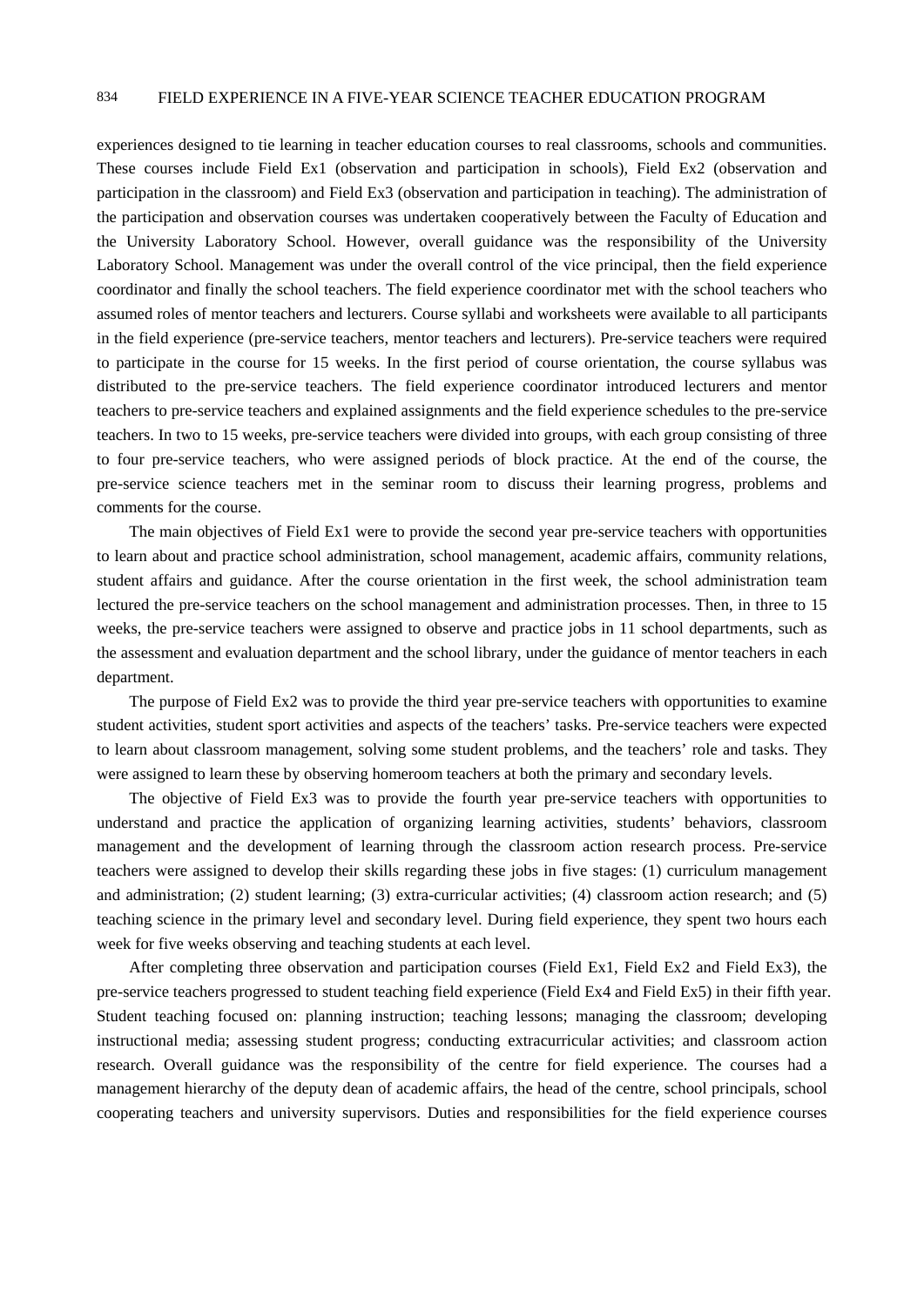experiences designed to tie learning in teacher education courses to real classrooms, schools and communities. These courses include Field Ex1 (observation and participation in schools), Field Ex2 (observation and participation in the classroom) and Field Ex3 (observation and participation in teaching). The administration of the participation and observation courses was undertaken cooperatively between the Faculty of Education and the University Laboratory School. However, overall guidance was the responsibility of the University Laboratory School. Management was under the overall control of the vice principal, then the field experience coordinator and finally the school teachers. The field experience coordinator met with the school teachers who assumed roles of mentor teachers and lecturers. Course syllabi and worksheets were available to all participants in the field experience (pre-service teachers, mentor teachers and lecturers). Pre-service teachers were required to participate in the course for 15 weeks. In the first period of course orientation, the course syllabus was distributed to the pre-service teachers. The field experience coordinator introduced lecturers and mentor teachers to pre-service teachers and explained assignments and the field experience schedules to the pre-service teachers. In two to 15 weeks, pre-service teachers were divided into groups, with each group consisting of three to four pre-service teachers, who were assigned periods of block practice. At the end of the course, the pre-service science teachers met in the seminar room to discuss their learning progress, problems and comments for the course.

The main objectives of Field Ex1 were to provide the second year pre-service teachers with opportunities to learn about and practice school administration, school management, academic affairs, community relations, student affairs and guidance. After the course orientation in the first week, the school administration team lectured the pre-service teachers on the school management and administration processes. Then, in three to 15 weeks, the pre-service teachers were assigned to observe and practice jobs in 11 school departments, such as the assessment and evaluation department and the school library, under the guidance of mentor teachers in each department.

The purpose of Field Ex2 was to provide the third year pre-service teachers with opportunities to examine student activities, student sport activities and aspects of the teachers' tasks. Pre-service teachers were expected to learn about classroom management, solving some student problems, and the teachers' role and tasks. They were assigned to learn these by observing homeroom teachers at both the primary and secondary levels.

The objective of Field Ex3 was to provide the fourth year pre-service teachers with opportunities to understand and practice the application of organizing learning activities, students' behaviors, classroom management and the development of learning through the classroom action research process. Pre-service teachers were assigned to develop their skills regarding these jobs in five stages: (1) curriculum management and administration; (2) student learning; (3) extra-curricular activities; (4) classroom action research; and (5) teaching science in the primary level and secondary level. During field experience, they spent two hours each week for five weeks observing and teaching students at each level.

After completing three observation and participation courses (Field Ex1, Field Ex2 and Field Ex3), the pre-service teachers progressed to student teaching field experience (Field Ex4 and Field Ex5) in their fifth year. Student teaching focused on: planning instruction; teaching lessons; managing the classroom; developing instructional media; assessing student progress; conducting extracurricular activities; and classroom action research. Overall guidance was the responsibility of the centre for field experience. The courses had a management hierarchy of the deputy dean of academic affairs, the head of the centre, school principals, school cooperating teachers and university supervisors. Duties and responsibilities for the field experience courses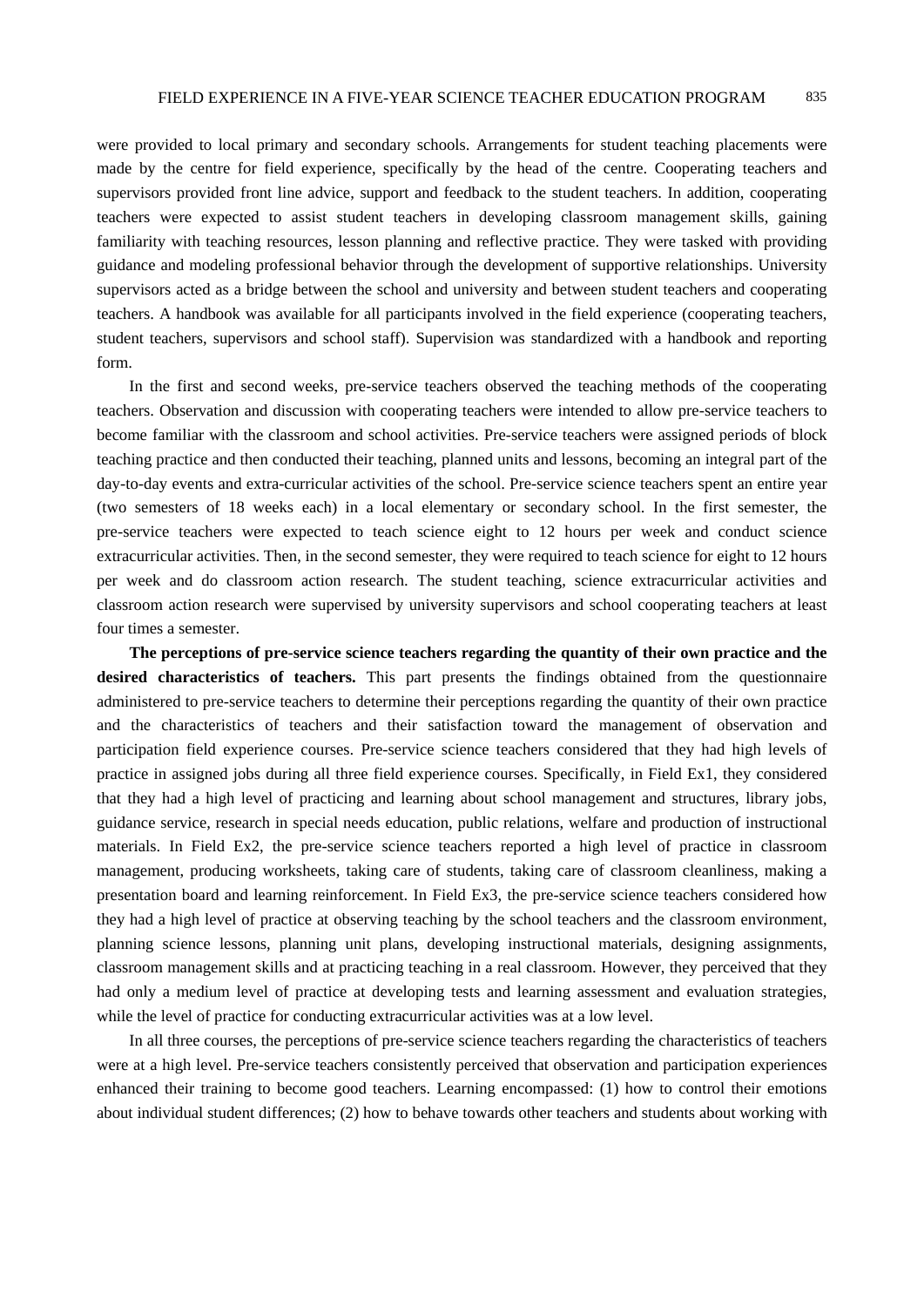were provided to local primary and secondary schools. Arrangements for student teaching placements were made by the centre for field experience, specifically by the head of the centre. Cooperating teachers and supervisors provided front line advice, support and feedback to the student teachers. In addition, cooperating teachers were expected to assist student teachers in developing classroom management skills, gaining familiarity with teaching resources, lesson planning and reflective practice. They were tasked with providing guidance and modeling professional behavior through the development of supportive relationships. University supervisors acted as a bridge between the school and university and between student teachers and cooperating teachers. A handbook was available for all participants involved in the field experience (cooperating teachers, student teachers, supervisors and school staff). Supervision was standardized with a handbook and reporting form.

In the first and second weeks, pre-service teachers observed the teaching methods of the cooperating teachers. Observation and discussion with cooperating teachers were intended to allow pre-service teachers to become familiar with the classroom and school activities. Pre-service teachers were assigned periods of block teaching practice and then conducted their teaching, planned units and lessons, becoming an integral part of the day-to-day events and extra-curricular activities of the school. Pre-service science teachers spent an entire year (two semesters of 18 weeks each) in a local elementary or secondary school. In the first semester, the pre-service teachers were expected to teach science eight to 12 hours per week and conduct science extracurricular activities. Then, in the second semester, they were required to teach science for eight to 12 hours per week and do classroom action research. The student teaching, science extracurricular activities and classroom action research were supervised by university supervisors and school cooperating teachers at least four times a semester.

**The perceptions of pre-service science teachers regarding the quantity of their own practice and the desired characteristics of teachers.** This part presents the findings obtained from the questionnaire administered to pre-service teachers to determine their perceptions regarding the quantity of their own practice and the characteristics of teachers and their satisfaction toward the management of observation and participation field experience courses. Pre-service science teachers considered that they had high levels of practice in assigned jobs during all three field experience courses. Specifically, in Field Ex1, they considered that they had a high level of practicing and learning about school management and structures, library jobs, guidance service, research in special needs education, public relations, welfare and production of instructional materials. In Field Ex2, the pre-service science teachers reported a high level of practice in classroom management, producing worksheets, taking care of students, taking care of classroom cleanliness, making a presentation board and learning reinforcement. In Field Ex3, the pre-service science teachers considered how they had a high level of practice at observing teaching by the school teachers and the classroom environment, planning science lessons, planning unit plans, developing instructional materials, designing assignments, classroom management skills and at practicing teaching in a real classroom. However, they perceived that they had only a medium level of practice at developing tests and learning assessment and evaluation strategies, while the level of practice for conducting extracurricular activities was at a low level.

In all three courses, the perceptions of pre-service science teachers regarding the characteristics of teachers were at a high level. Pre-service teachers consistently perceived that observation and participation experiences enhanced their training to become good teachers. Learning encompassed: (1) how to control their emotions about individual student differences; (2) how to behave towards other teachers and students about working with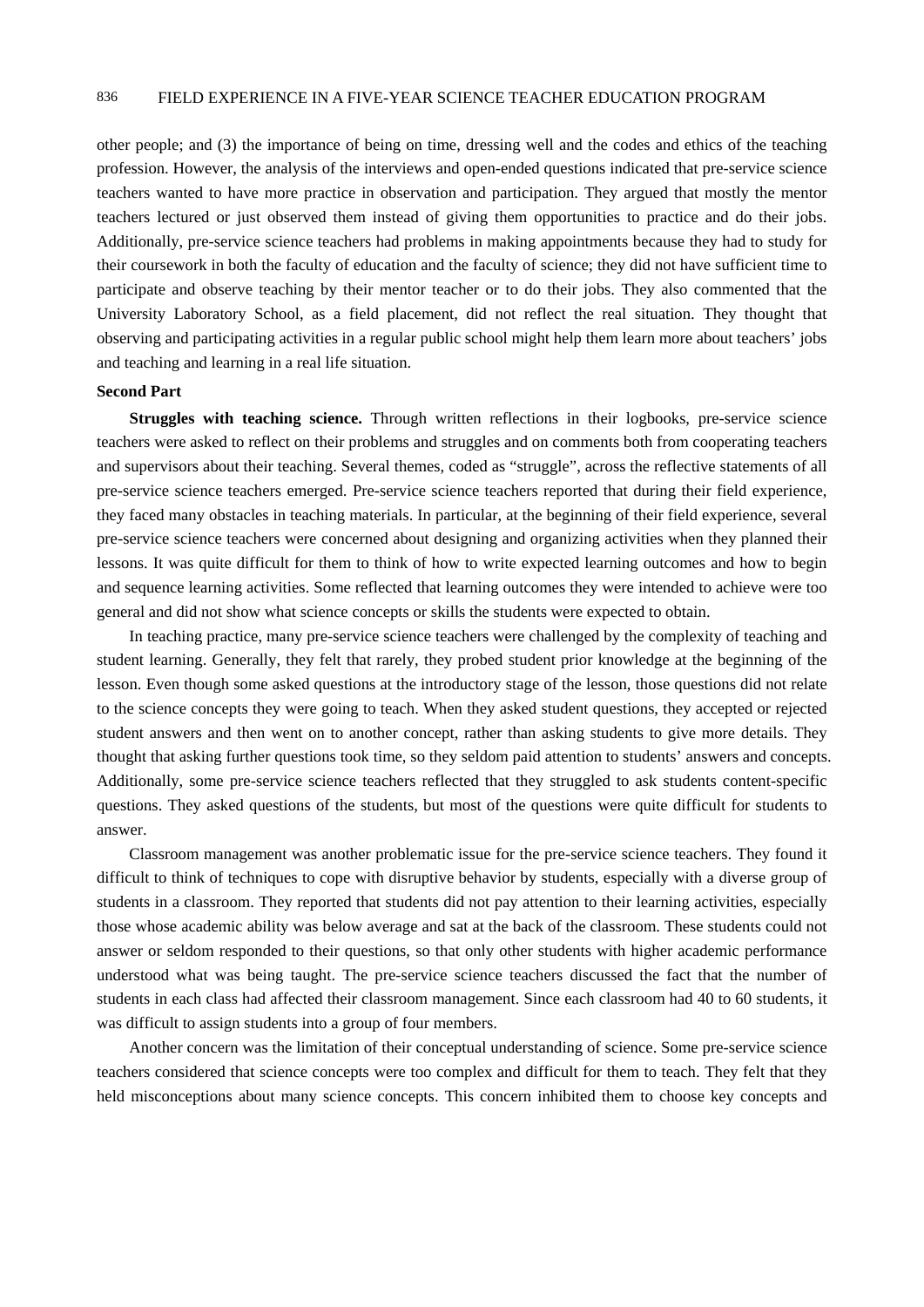other people; and (3) the importance of being on time, dressing well and the codes and ethics of the teaching profession. However, the analysis of the interviews and open-ended questions indicated that pre-service science teachers wanted to have more practice in observation and participation. They argued that mostly the mentor teachers lectured or just observed them instead of giving them opportunities to practice and do their jobs. Additionally, pre-service science teachers had problems in making appointments because they had to study for their coursework in both the faculty of education and the faculty of science; they did not have sufficient time to participate and observe teaching by their mentor teacher or to do their jobs. They also commented that the University Laboratory School, as a field placement, did not reflect the real situation. They thought that observing and participating activities in a regular public school might help them learn more about teachers' jobs and teaching and learning in a real life situation.

**Second Part**

**Struggles with teaching science.** Through written reflections in their logbooks, pre-service science teachers were asked to reflect on their problems and struggles and on comments both from cooperating teachers and supervisors about their teaching. Several themes, coded as "struggle", across the reflective statements of all pre-service science teachers emerged. Pre-service science teachers reported that during their field experience, they faced many obstacles in teaching materials. In particular, at the beginning of their field experience, several pre-service science teachers were concerned about designing and organizing activities when they planned their lessons. It was quite difficult for them to think of how to write expected learning outcomes and how to begin and sequence learning activities. Some reflected that learning outcomes they were intended to achieve were too general and did not show what science concepts or skills the students were expected to obtain.

In teaching practice, many pre-service science teachers were challenged by the complexity of teaching and student learning. Generally, they felt that rarely, they probed student prior knowledge at the beginning of the lesson. Even though some asked questions at the introductory stage of the lesson, those questions did not relate to the science concepts they were going to teach. When they asked student questions, they accepted or rejected student answers and then went on to another concept, rather than asking students to give more details. They thought that asking further questions took time, so they seldom paid attention to students' answers and concepts. Additionally, some pre-service science teachers reflected that they struggled to ask students content-specific questions. They asked questions of the students, but most of the questions were quite difficult for students to answer.

Classroom management was another problematic issue for the pre-service science teachers. They found it difficult to think of techniques to cope with disruptive behavior by students, especially with a diverse group of students in a classroom. They reported that students did not pay attention to their learning activities, especially those whose academic ability was below average and sat at the back of the classroom. These students could not answer or seldom responded to their questions, so that only other students with higher academic performance understood what was being taught. The pre-service science teachers discussed the fact that the number of students in each class had affected their classroom management. Since each classroom had 40 to 60 students, it was difficult to assign students into a group of four members.

Another concern was the limitation of their conceptual understanding of science. Some pre-service science teachers considered that science concepts were too complex and difficult for them to teach. They felt that they held misconceptions about many science concepts. This concern inhibited them to choose key concepts and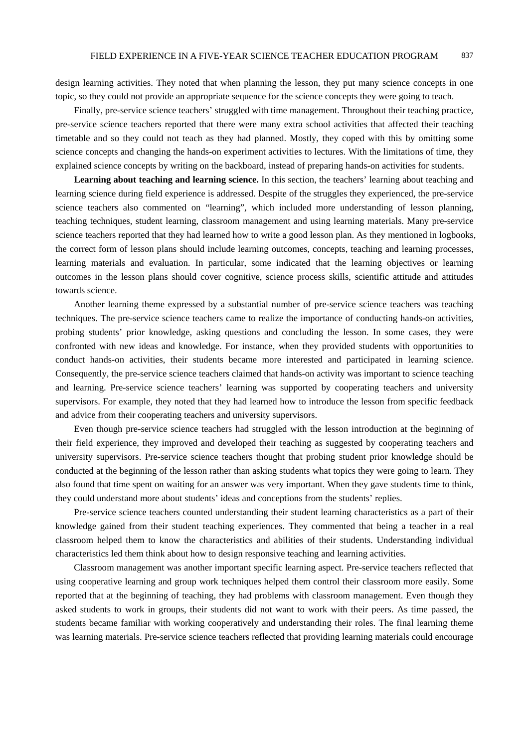design learning activities. They noted that when planning the lesson, they put many science concepts in one topic, so they could not provide an appropriate sequence for the science concepts they were going to teach.

Finally, pre-service science teachers' struggled with time management. Throughout their teaching practice, pre-service science teachers reported that there were many extra school activities that affected their teaching timetable and so they could not teach as they had planned. Mostly, they coped with this by omitting some science concepts and changing the hands-on experiment activities to lectures. With the limitations of time, they explained science concepts by writing on the backboard, instead of preparing hands-on activities for students.

**Learning about teaching and learning science.** In this section, the teachers' learning about teaching and learning science during field experience is addressed. Despite of the struggles they experienced, the pre-service science teachers also commented on "learning", which included more understanding of lesson planning, teaching techniques, student learning, classroom management and using learning materials. Many pre-service science teachers reported that they had learned how to write a good lesson plan. As they mentioned in logbooks, the correct form of lesson plans should include learning outcomes, concepts, teaching and learning processes, learning materials and evaluation. In particular, some indicated that the learning objectives or learning outcomes in the lesson plans should cover cognitive, science process skills, scientific attitude and attitudes towards science.

Another learning theme expressed by a substantial number of pre-service science teachers was teaching techniques. The pre-service science teachers came to realize the importance of conducting hands-on activities, probing students' prior knowledge, asking questions and concluding the lesson. In some cases, they were confronted with new ideas and knowledge. For instance, when they provided students with opportunities to conduct hands-on activities, their students became more interested and participated in learning science. Consequently, the pre-service science teachers claimed that hands-on activity was important to science teaching and learning. Pre-service science teachers' learning was supported by cooperating teachers and university supervisors. For example, they noted that they had learned how to introduce the lesson from specific feedback and advice from their cooperating teachers and university supervisors.

Even though pre-service science teachers had struggled with the lesson introduction at the beginning of their field experience, they improved and developed their teaching as suggested by cooperating teachers and university supervisors. Pre-service science teachers thought that probing student prior knowledge should be conducted at the beginning of the lesson rather than asking students what topics they were going to learn. They also found that time spent on waiting for an answer was very important. When they gave students time to think, they could understand more about students' ideas and conceptions from the students' replies.

Pre-service science teachers counted understanding their student learning characteristics as a part of their knowledge gained from their student teaching experiences. They commented that being a teacher in a real classroom helped them to know the characteristics and abilities of their students. Understanding individual characteristics led them think about how to design responsive teaching and learning activities.

Classroom management was another important specific learning aspect. Pre-service teachers reflected that using cooperative learning and group work techniques helped them control their classroom more easily. Some reported that at the beginning of teaching, they had problems with classroom management. Even though they asked students to work in groups, their students did not want to work with their peers. As time passed, the students became familiar with working cooperatively and understanding their roles. The final learning theme was learning materials. Pre-service science teachers reflected that providing learning materials could encourage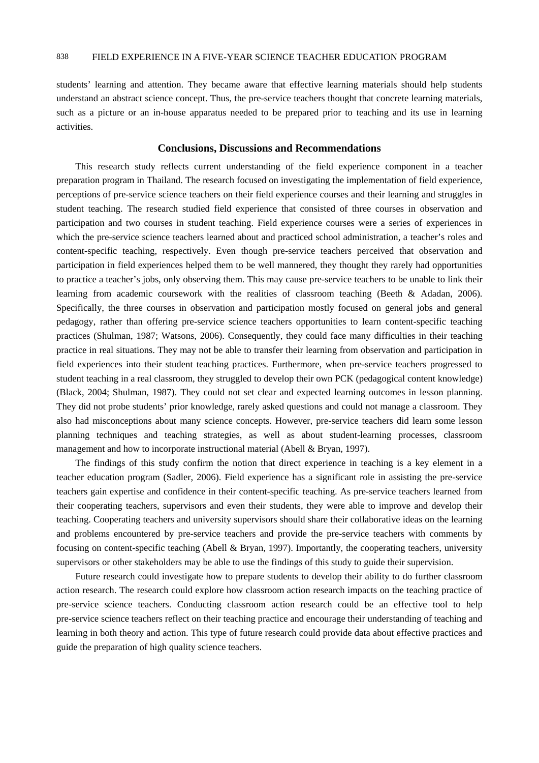students' learning and attention. They became aware that effective learning materials should help students understand an abstract science concept. Thus, the pre-service teachers thought that concrete learning materials, such as a picture or an in-house apparatus needed to be prepared prior to teaching and its use in learning activities.

## Conclusions, Discussions and Recommendations

This research study reflects current understanding of the field experience component in a teacher preparation program in Thailand. The research focused on investigating the implementation of field experience, perceptions of pre-service science teachers on their field experience courses and their learning and struggles in student teaching. The research studied field experience that consisted of three courses in observation and participation and two courses in student teaching. Field experience courses were a series of experiences in which the pre-service science teachers learned about and practiced school administration, a teacher's roles and content-specific teaching, respectively. Even though pre-service teachers perceived that observation and participation in field experiences helped them to be well mannered, they thought they rarely had opportunities to practice a teacher's jobs, only observing them. This may cause pre-service teachers to be unable to link their learning from academic coursework with the realities of classroom teaching (Beeth & Adadan, 2006). Specifically, the three courses in observation and participation mostly focused on general jobs and general pedagogy, rather than offering pre-service science teachers opportunities to learn content-specific teaching practices (Shulman, 1987; Watsons, 2006). Consequently, they could face many difficulties in their teaching practice in real situations. They may not be able to transfer their learning from observation and participation in field experiences into their student teaching practices. Furthermore, when pre-service teachers progressed to student teaching in a real classroom, they struggled to develop their own PCK (pedagogical content knowledge) (Black, 2004; Shulman, 1987). They could not set clear and expected learning outcomes in lesson planning. They did not probe students' prior knowledge, rarely asked questions and could not manage a classroom. They also had misconceptions about many science concepts. However, pre-service teachers did learn some lesson planning techniques and teaching strategies, as well as about student-learning processes, classroom management and how to incorporate instructional material (Abell & Bryan, 1997).

The findings of this study confirm the notion that direct experience in teaching is a key element in a teacher education program (Sadler, 2006). Field experience has a significant role in assisting the pre-service teachers gain expertise and confidence in their content-specific teaching. As pre-service teachers learned from their cooperating teachers, supervisors and even their students, they were able to improve and develop their teaching. Cooperating teachers and university supervisors should share their collaborative ideas on the learning and problems encountered by pre-service teachers and provide the pre-service teachers with comments by focusing on content-specific teaching (Abell & Bryan, 1997). Importantly, the cooperating teachers, university supervisors or other stakeholders may be able to use the findings of this study to guide their supervision.

Future research could investigate how to prepare students to develop their ability to do further classroom action research. The research could explore how classroom action research impacts on the teaching practice of pre-service science teachers. Conducting classroom action research could be an effective tool to help pre-service science teachers reflect on their teaching practice and encourage their understanding of teaching and learning in both theory and action. This type of future research could provide data about effective practices and guide the preparation of high quality science teachers.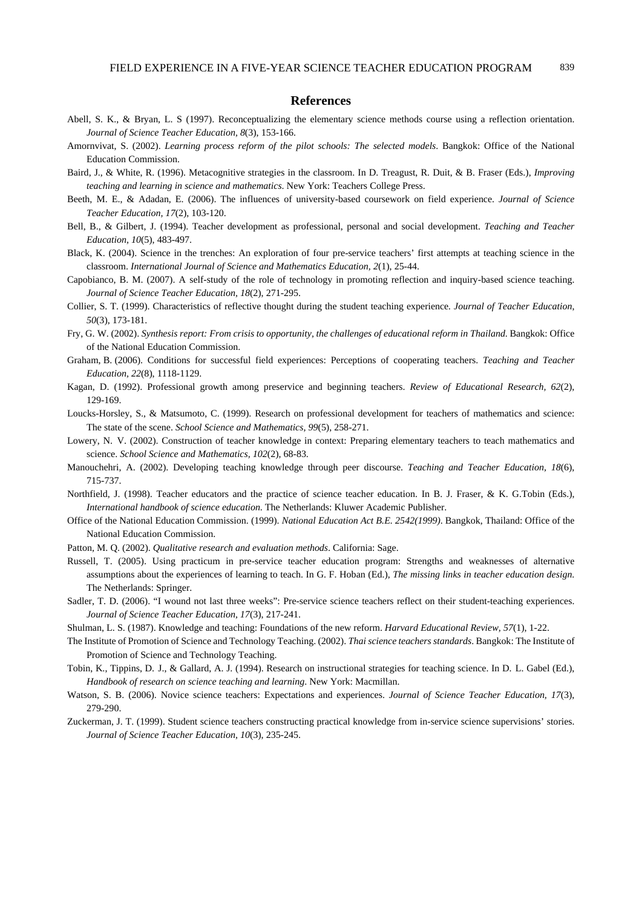## References

Abell, S. K., & Bryan, L. S (1997). Reconceptualizing the elementary science methods course using a reflection orientation. *Journal of Science Teacher Education, 8*(3), 153-166.

Amornvivat, S. (2002). *Learning process reform of the pilot schools: The selected models*. Bangkok: Office of the National Education Commission.

Baird, J., & White, R. (1996). Metacognitive strategies in the classroom. In D. Treagust, R. Duit, & B. Fraser (Eds.), *Improving teaching and learning in science and mathematics*. New York: Teachers College Press.

Beeth, M. E., & Adadan, E. (2006). The influences of university-based coursework on field experience. *Journal of Science Teacher Education, 17*(2), 103-120.

Bell, B., & Gilbert, J. (1994). Teacher development as professional, personal and social development. *Teaching and Teacher Education, 10*(5), 483-497.

Black, K. (2004). Science in the trenches: An exploration of four pre-service teachers' first attempts at teaching science in the classroom. *International Journal of Science and Mathematics Education, 2*(1), 25-44.

Capobianco, B. M. (2007). A self-study of the role of technology in promoting reflection and inquiry-based science teaching. *Journal of Science Teacher Education, 18*(2), 271-295.

Collier, S. T. (1999). Characteristics of reflective thought during the student teaching experience. *Journal of Teacher Education, 50*(3), 173-181.

Fry, G. W. (2002). *Synthesis report: From crisis to opportunity, the challenges of educational reform in Thailand*. Bangkok: Office of the National Education Commission.

Graham, B. (2006). Conditions for successful field experiences: Perceptions of cooperating teachers. *Teaching and Teacher Education, 22*(8), 1118-1129.

Kagan, D. (1992). Professional growth among preservice and beginning teachers. *Review of Educational Research, 62*(2), 129-169.

Loucks-Horsley, S., & Matsumoto, C. (1999). Research on professional development for teachers of mathematics and science: The state of the scene. *School Science and Mathematics, 99*(5), 258-271.

Lowery, N. V. (2002). Construction of teacher knowledge in context: Preparing elementary teachers to teach mathematics and science. *School Science and Mathematics, 102*(2), 68-83.

Manouchehri, A. (2002). Developing teaching knowledge through peer discourse. *Teaching and Teacher Education, 18*(6), 715-737.

Northfield, J. (1998). Teacher educators and the practice of science teacher education. In B. J. Fraser, & K. G.Tobin (Eds.), *International handbook of science education*. The Netherlands: Kluwer Academic Publisher.

Office of the National Education Commission. (1999). *National Education Act B.E. 2542(1999)*. Bangkok, Thailand: Office of the National Education Commission.

Patton, M. Q. (2002). *Qualitative research and evaluation methods*. California: Sage.

Russell, T. (2005). Using practicum in pre-service teacher education program: Strengths and weaknesses of alternative assumptions about the experiences of learning to teach. In G. F. Hoban (Ed.), *The missing links in teacher education design*. The Netherlands: Springer.

Sadler, T. D. (2006). "I wound not last three weeks": Pre-service science teachers reflect on their student-teaching experiences. *Journal of Science Teacher Education, 17*(3), 217-241.

Shulman, L. S. (1987). Knowledge and teaching: Foundations of the new reform. *Harvard Educational Review, 57*(1), 1-22.

The Institute of Promotion of Science and Technology Teaching. (2002). *Thai science teachers standards*. Bangkok: The Institute of Promotion of Science and Technology Teaching.

Tobin, K., Tippins, D. J., & Gallard, A. J. (1994). Research on instructional strategies for teaching science. In D. L. Gabel (Ed.), *Handbook of research on science teaching and learning*. New York: Macmillan.

Watson, S. B. (2006). Novice science teachers: Expectations and experiences. *Journal of Science Teacher Education, 17*(3), 279-290.

Zuckerman, J. T. (1999). Student science teachers constructing practical knowledge from in-service science supervisions' stories. *Journal of Science Teacher Education, 10*(3), 235-245.